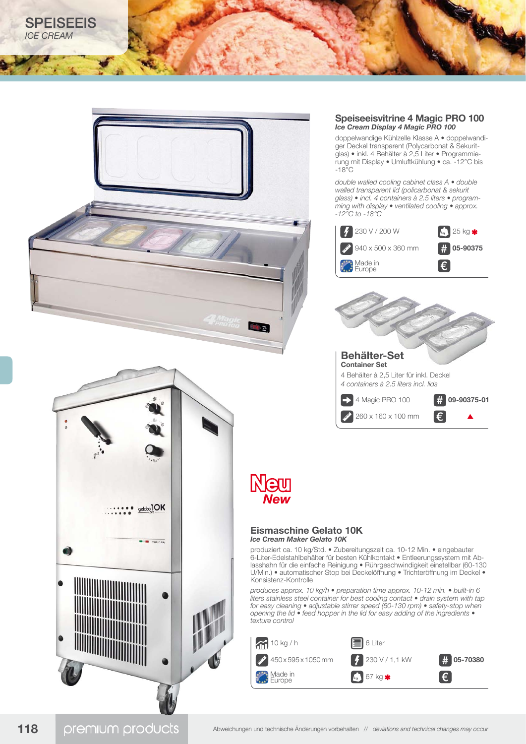# SPEISEEIS
*ICE CREAM*

## Speiseeisvitrine 4 Magic PRO 100
***Ice Cream Display 4 Magic PRO 100***

doppelwandige Kühlzelle Klasse A • doppelwandiger Deckel transparent (Polycarbonat & Sekuritglas) • inkl. 4 Behälter à 2,5 Liter • Programmierung mit Display • Umluftkühlung • ca. -12°C bis -18°C

*double walled cooling cabinet class A • double walled transparent lid (policarbonat & sekurit glass) • incl. 4 containers à 2.5 liters • programming with display • ventilated cooling • approx. -12°C to -18°C*

| | |
|---|---|
| 230 V / 200 W | 25 kg * |
| 940 x 500 x 360 mm | # **05-90375** |
| Made in Europe | € |

## Behälter-Set
**Container Set**

4 Behälter à 2,5 Liter für inkl. Deckel
*4 containers à 2.5 liters incl. lids*

| | |
|---|---|
| 4 Magic PRO 100 | # **09-90375-01** |
| 260 x 160 x 100 mm | € ▲ |

**Neu**
***New***

## Eismaschine Gelato 10K
***Ice Cream Maker Gelato 10K***

produziert ca. 10 kg/Std. • Zubereitungszeit ca. 10-12 Min. • eingebauter 6-Liter-Edelstahlbehälter für besten Kühlkontakt • Entleerungssystem mit Ablasshahn für die einfache Reinigung • Rührgeschwindigkeit einstellbar (60-130 U/Min.) • automatischer Stop bei Deckelöffnung • Trichteröffnung im Deckel • Konsistenz-Kontrolle

*produces approx. 10 kg/h • preparation time approx. 10-12 min. • built-in 6 liters stainless steel container for best cooling contact • drain system with tap for easy cleaning • adjustable stirrer speed (60-130 rpm) • safety-stop when opening the lid • feed hopper in the lid for easy adding of the ingredients • texture control*

| | | |
|---|---|---|
| 10 kg / h | 6 Liter | |
| 450 x 595 x 1050 mm | 230 V / 1,1 kW | # **05-70380** |
| Made in Europe | 67 kg * | € |

premium products

Abweichungen und technische Änderungen vorbehalten // *deviations and technical changes may occur*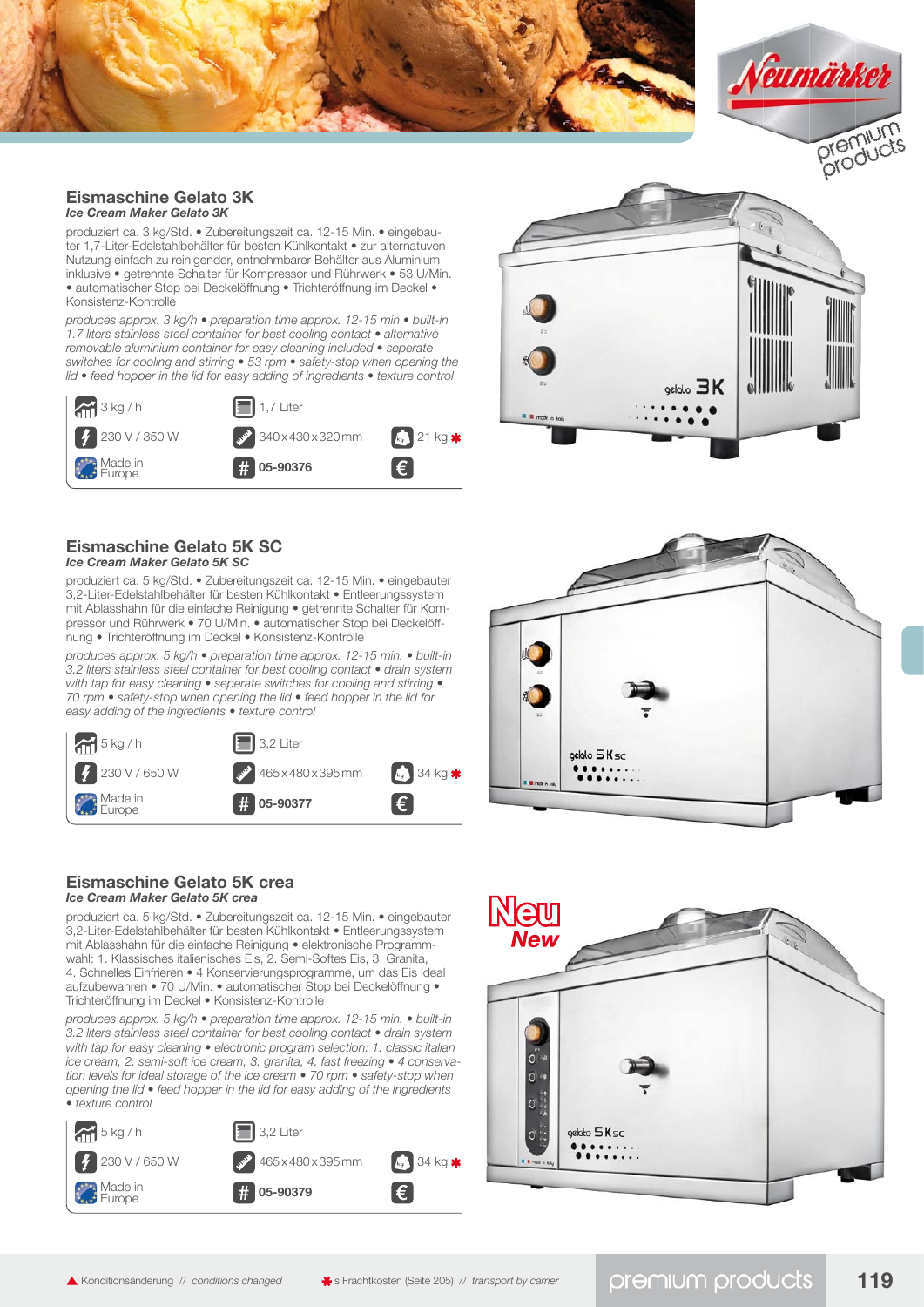## Eismaschine Gelato 3K

*Ice Cream Maker Gelato 3K*

produziert ca. 3 kg/Std. • Zubereitungszeit ca. 12-15 Min. • eingebauter 1,7-Liter-Edelstahlbehälter für besten Kühlkontakt • zur alternatuven Nutzung einfach zu reinigender, entnehmbarer Behälter aus Aluminium inklusive • getrennte Schalter für Kompressor und Rührwerk • 53 U/Min. • automatischer Stop bei Deckelöffnung • Trichteröffnung im Deckel • Konsistenz-Kontrolle

*produces approx. 3 kg/h • preparation time approx. 12-15 min • built-in 1.7 liters stainless steel container for best cooling contact • alternative removable aluminium container for easy cleaning included • seperate switches for cooling and stirring • 53 rpm • safety-stop when opening the lid • feed hopper in the lid for easy adding of ingredients • texture control*

| | | |
|---|---|---|
| 3 kg / h | 1,7 Liter | |
| 230 V / 350 W | 340 x 430 x 320 mm | 21 kg * |
| Made in Europe | **05-90376** | € |

## Eismaschine Gelato 5K SC

*Ice Cream Maker Gelato 5K SC*

produziert ca. 5 kg/Std. • Zubereitungszeit ca. 12-15 Min. • eingebauter 3,2-Liter-Edelstahlbehälter für besten Kühlkontakt • Entleerungssystem mit Ablasshahn für die einfache Reinigung • getrennte Schalter für Kompressor und Rührwerk • 70 U/Min. • automatischer Stop bei Deckelöffnung • Trichteröffnung im Deckel • Konsistenz-Kontrolle

*produces approx. 5 kg/h • preparation time approx. 12-15 min. • built-in 3.2 liters stainless steel container for best cooling contact • drain system with tap for easy cleaning • seperate switches for cooling and stirring • 70 rpm • safety-stop when opening the lid • feed hopper in the lid for easy adding of the ingredients • texture control*

| | | |
|---|---|---|
| 5 kg / h | 3,2 Liter | |
| 230 V / 650 W | 465 x 480 x 395 mm | 34 kg * |
| Made in Europe | **05-90377** | € |

## Eismaschine Gelato 5K crea

*Ice Cream Maker Gelato 5K crea*

**Neu** *New*

produziert ca. 5 kg/Std. • Zubereitungszeit ca. 12-15 Min. • eingebauter 3,2-Liter-Edelstahlbehälter für besten Kühlkontakt • Entleerungssystem mit Ablasshahn für die einfache Reinigung • elektronische Programmwahl: 1. Klassisches italienisches Eis, 2. Semi-Softes Eis, 3. Granita, 4. Schnelles Einfrieren • 4 Konservierungsprogramme, um das Eis ideal aufzubewahren • 70 U/Min. • automatischer Stop bei Deckelöffnung • Trichteröffnung im Deckel • Konsistenz-Kontrolle

*produces approx. 5 kg/h • preparation time approx. 12-15 min. • built-in 3.2 liters stainless steel container for best cooling contact • drain system with tap for easy cleaning • electronic program selection: 1. classic italian ice cream, 2. semi-soft ice cream, 3. granita, 4. fast freezing • 4 conservation levels for ideal storage of the ice cream • 70 rpm • safety-stop when opening the lid • feed hopper in the lid for easy adding of the ingredients • texture control*

| | | |
|---|---|---|
| 5 kg / h | 3,2 Liter | |
| 230 V / 650 W | 465 x 480 x 395 mm | 34 kg * |
| Made in Europe | **05-90379** | € |

▲ Konditionsänderung // *conditions changed*   * s.Frachtkosten (Seite 205) // *transport by carrier*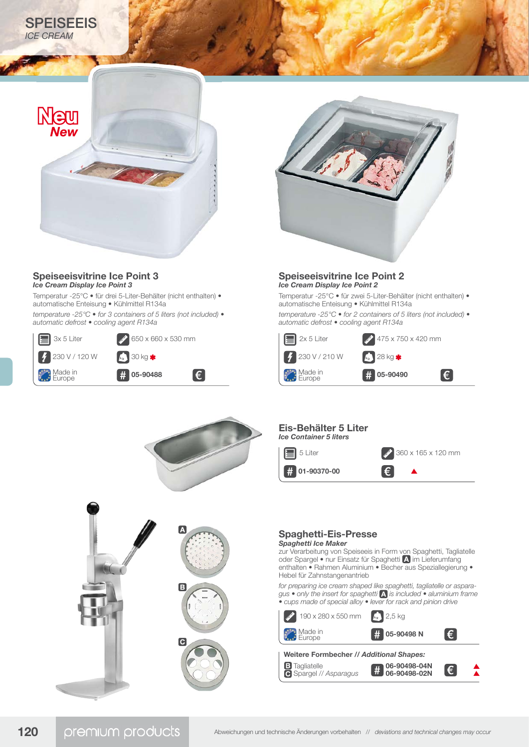# SPEISEEIS
*ICE CREAM*

Neu
*New*

## Speiseeisvitrine Ice Point 3
***Ice Cream Display Ice Point 3***

Temperatur -25°C • für drei 5-Liter-Behälter (nicht enthalten) • automatische Enteisung • Kühlmittel R134a

*temperature -25°C • for 3 containers of 5 liters (not included) • automatic defrost • cooling agent R134a*

| | | |
|---|---|---|
| 3x 5 Liter | 650 x 660 x 530 mm | |
| 230 V / 120 W | 30 kg * | |
| Made in Europe | # **05-90488** | € |

## Speiseeisvitrine Ice Point 2
***Ice Cream Display Ice Point 2***

Temperatur -25°C • für zwei 5-Liter-Behälter (nicht enthalten) • automatische Enteisung • Kühlmittel R134a

*temperature -25°C • for 2 containers of 5 liters (not included) • automatic defrost • cooling agent R134a*

| | | |
|---|---|---|
| 2x 5 Liter | 475 x 750 x 420 mm | |
| 230 V / 210 W | 28 kg * | |
| Made in Europe | # **05-90490** | € |

## Eis-Behälter 5 Liter
***Ice Container 5 liters***

| | | |
|---|---|---|
| 5 Liter | 360 x 165 x 120 mm | |
| # **01-90370-00** | € | ▲ |

## Spaghetti-Eis-Presse
***Spaghetti Ice Maker***

zur Verarbeitung von Speiseeis in Form von Spaghetti, Tagliatelle oder Spargel • nur Einsatz für Spaghetti A im Lieferumfang enthalten • Rahmen Aluminium • Becher aus Speziallegierung • Hebel für Zahnstangenantrieb

*for preparing ice cream shaped like spaghetti, tagliatelle or asparagus • only the insert for spaghetti A is included • aluminium frame • cups made of special alloy • lever for rack and pinion drive*

| | | |
|---|---|---|
| 190 x 280 x 550 mm | 2,5 kg | |
| Made in Europe | # **05-90498 N** | € |

**Weitere Formbecher // *Additional Shapes:***

| | | | |
|---|---|---|---|
| B Tagliatelle | # **06-90498-04N** | € | ▲ |
| C Spargel // *Asparagus* | # **06-90498-02N** | | ▲ |

premium products

Abweichungen und technische Änderungen vorbehalten // *deviations and technical changes may occur*